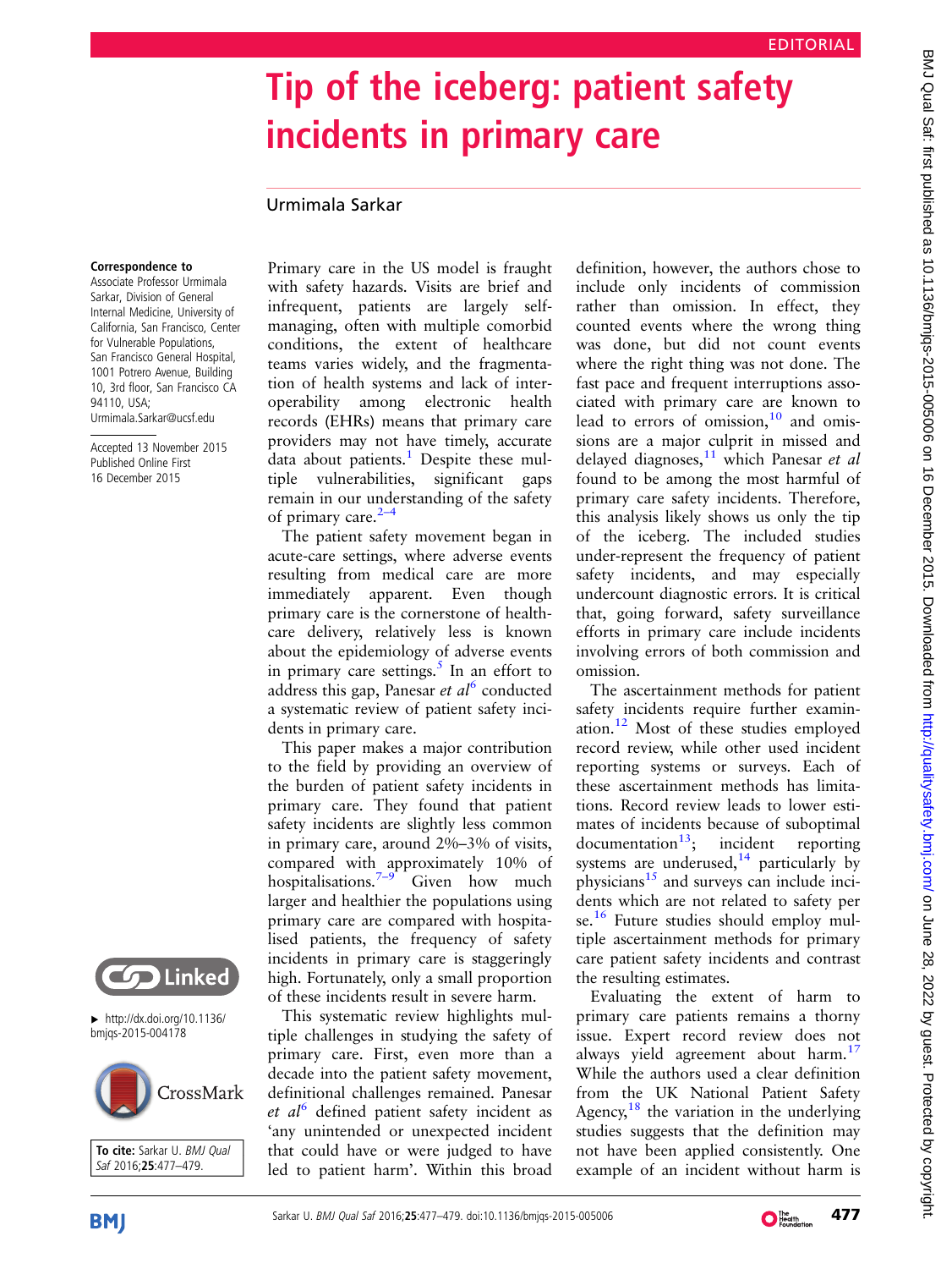EDITORIAL

# Tip of the iceberg: patient safety incidents in primary care

Urmimala Sarkar

**Correspondence to**
Associate Professor Urmimala Sarkar, Division of General Internal Medicine, University of California, San Francisco, Center for Vulnerable Populations, San Francisco General Hospital, 1001 Potrero Avenue, Building 10, 3rd floor, San Francisco CA 94110, USA; Urmimala.Sarkar@ucsf.edu

Accepted 13 November 2015
Published Online First 16 December 2015

▸ http://dx.doi.org/10.1136/bmjqs-2015-004178

**To cite:** Sarkar U. *BMJ Qual Saf* 2016;**25**:477–479.

Primary care in the US model is fraught with safety hazards. Visits are brief and infrequent, patients are largely self-managing, often with multiple comorbid conditions, the extent of healthcare teams varies widely, and the fragmentation of health systems and lack of interoperability among electronic health records (EHRs) means that primary care providers may not have timely, accurate data about patients.[1] Despite these multiple vulnerabilities, significant gaps remain in our understanding of the safety of primary care.[2–4]

The patient safety movement began in acute-care settings, where adverse events resulting from medical care are more immediately apparent. Even though primary care is the cornerstone of healthcare delivery, relatively less is known about the epidemiology of adverse events in primary care settings.[5] In an effort to address this gap, Panesar *et al*[6] conducted a systematic review of patient safety incidents in primary care.

This paper makes a major contribution to the field by providing an overview of the burden of patient safety incidents in primary care. They found that patient safety incidents are slightly less common in primary care, around 2%–3% of visits, compared with approximately 10% of hospitalisations.[7–9] Given how much larger and healthier the populations using primary care are compared with hospitalised patients, the frequency of safety incidents in primary care is staggeringly high. Fortunately, only a small proportion of these incidents result in severe harm.

This systematic review highlights multiple challenges in studying the safety of primary care. First, even more than a decade into the patient safety movement, definitional challenges remained. Panesar *et al*[6] defined patient safety incident as 'any unintended or unexpected incident that could have or were judged to have led to patient harm'. Within this broad definition, however, the authors chose to include only incidents of commission rather than omission. In effect, they counted events where the wrong thing was done, but did not count events where the right thing was not done. The fast pace and frequent interruptions associated with primary care are known to lead to errors of omission,[10] and omissions are a major culprit in missed and delayed diagnoses,[11] which Panesar *et al* found to be among the most harmful of primary care safety incidents. Therefore, this analysis likely shows us only the tip of the iceberg. The included studies under-represent the frequency of patient safety incidents, and may especially undercount diagnostic errors. It is critical that, going forward, safety surveillance efforts in primary care include incidents involving errors of both commission and omission.

The ascertainment methods for patient safety incidents require further examination.[12] Most of these studies employed record review, while other used incident reporting systems or surveys. Each of these ascertainment methods has limitations. Record review leads to lower estimates of incidents because of suboptimal documentation[13]; incident reporting systems are underused,[14] particularly by physicians[15] and surveys can include incidents which are not related to safety per se.[16] Future studies should employ multiple ascertainment methods for primary care patient safety incidents and contrast the resulting estimates.

Evaluating the extent of harm to primary care patients remains a thorny issue. Expert record review does not always yield agreement about harm.[17] While the authors used a clear definition from the UK National Patient Safety Agency,[18] the variation in the underlying studies suggests that the definition may not have been applied consistently. One example of an incident without harm is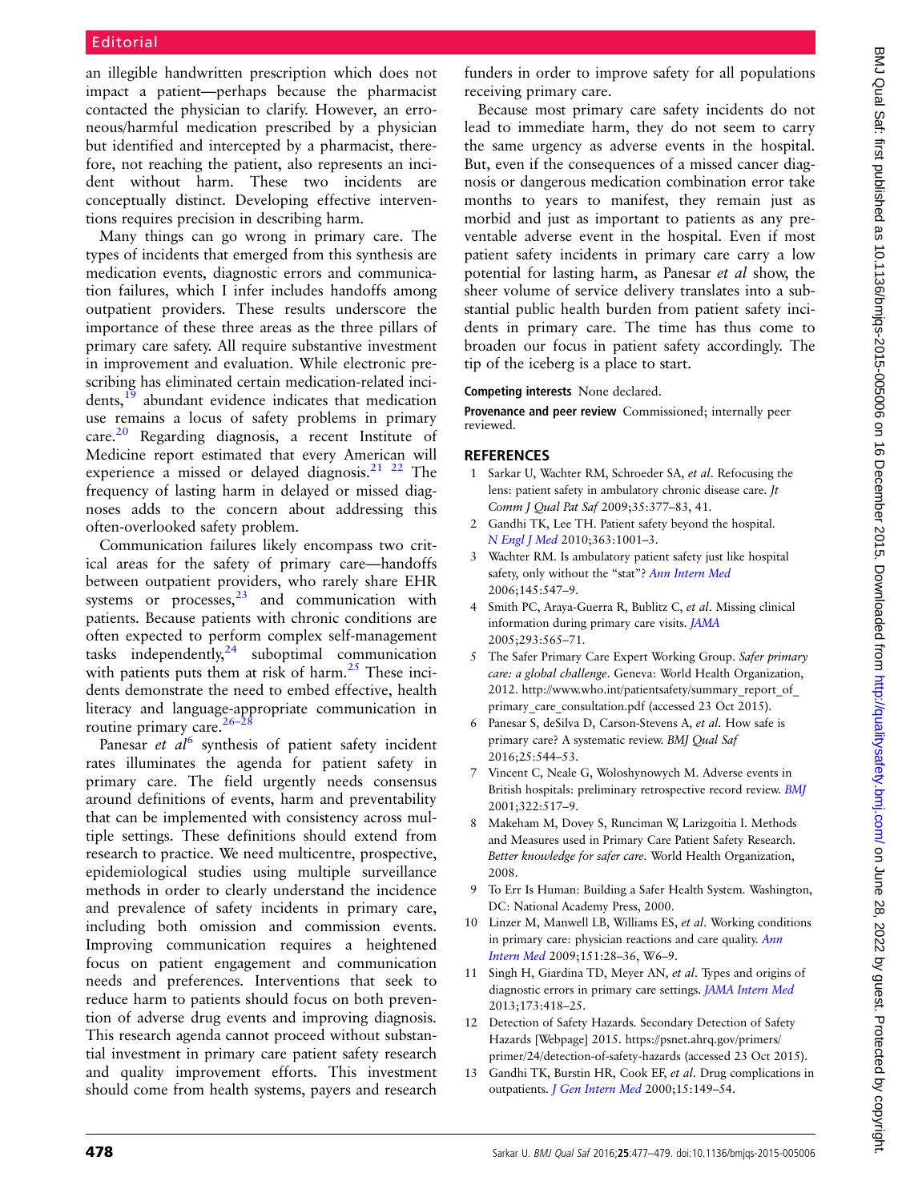an illegible handwritten prescription which does not impact a patient—perhaps because the pharmacist contacted the physician to clarify. However, an erroneous/harmful medication prescribed by a physician but identified and intercepted by a pharmacist, therefore, not reaching the patient, also represents an incident without harm. These two incidents are conceptually distinct. Developing effective interventions requires precision in describing harm.

Many things can go wrong in primary care. The types of incidents that emerged from this synthesis are medication events, diagnostic errors and communication failures, which I infer includes handoffs among outpatient providers. These results underscore the importance of these three areas as the three pillars of primary care safety. All require substantive investment in improvement and evaluation. While electronic prescribing has eliminated certain medication-related incidents,[19] abundant evidence indicates that medication use remains a locus of safety problems in primary care.[20] Regarding diagnosis, a recent Institute of Medicine report estimated that every American will experience a missed or delayed diagnosis.[21 22] The frequency of lasting harm in delayed or missed diagnoses adds to the concern about addressing this often-overlooked safety problem.

Communication failures likely encompass two critical areas for the safety of primary care—handoffs between outpatient providers, who rarely share EHR systems or processes,[23] and communication with patients. Because patients with chronic conditions are often expected to perform complex self-management tasks independently,[24] suboptimal communication with patients puts them at risk of harm.[25] These incidents demonstrate the need to embed effective, health literacy and language-appropriate communication in routine primary care.[26–28]

Panesar *et al*[6] synthesis of patient safety incident rates illuminates the agenda for patient safety in primary care. The field urgently needs consensus around definitions of events, harm and preventability that can be implemented with consistency across multiple settings. These definitions should extend from research to practice. We need multicentre, prospective, epidemiological studies using multiple surveillance methods in order to clearly understand the incidence and prevalence of safety incidents in primary care, including both omission and commission events. Improving communication requires a heightened focus on patient engagement and communication needs and preferences. Interventions that seek to reduce harm to patients should focus on both prevention of adverse drug events and improving diagnosis. This research agenda cannot proceed without substantial investment in primary care patient safety research and quality improvement efforts. This investment should come from health systems, payers and research funders in order to improve safety for all populations receiving primary care.

Because most primary care safety incidents do not lead to immediate harm, they do not seem to carry the same urgency as adverse events in the hospital. But, even if the consequences of a missed cancer diagnosis or dangerous medication combination error take months to years to manifest, they remain just as morbid and just as important to patients as any preventable adverse event in the hospital. Even if most patient safety incidents in primary care carry a low potential for lasting harm, as Panesar *et al* show, the sheer volume of service delivery translates into a substantial public health burden from patient safety incidents in primary care. The time has thus come to broaden our focus in patient safety accordingly. The tip of the iceberg is a place to start.

**Competing interests** None declared.

**Provenance and peer review** Commissioned; internally peer reviewed.

## REFERENCES

1. Sarkar U, Wachter RM, Schroeder SA, *et al*. Refocusing the lens: patient safety in ambulatory chronic disease care. *Jt Comm J Qual Pat Saf* 2009;35:377–83, 41.
2. Gandhi TK, Lee TH. Patient safety beyond the hospital. *N Engl J Med* 2010;363:1001–3.
3. Wachter RM. Is ambulatory patient safety just like hospital safety, only without the "stat"? *Ann Intern Med* 2006;145:547–9.
4. Smith PC, Araya-Guerra R, Bublitz C, *et al*. Missing clinical information during primary care visits. *JAMA* 2005;293:565–71.
5. The Safer Primary Care Expert Working Group. *Safer primary care: a global challenge*. Geneva: World Health Organization, 2012. http://www.who.int/patientsafety/summary_report_of_primary_care_consultation.pdf (accessed 23 Oct 2015).
6. Panesar S, deSilva D, Carson-Stevens A, *et al*. How safe is primary care? A systematic review. *BMJ Qual Saf* 2016;25:544–53.
7. Vincent C, Neale G, Woloshynowych M. Adverse events in British hospitals: preliminary retrospective record review. *BMJ* 2001;322:517–9.
8. Makeham M, Dovey S, Runciman W, Larizgoitia I. Methods and Measures used in Primary Care Patient Safety Research. *Better knowledge for safer care*. World Health Organization, 2008.
9. To Err Is Human: Building a Safer Health System. Washington, DC: National Academy Press, 2000.
10. Linzer M, Manwell LB, Williams ES, *et al*. Working conditions in primary care: physician reactions and care quality. *Ann Intern Med* 2009;151:28–36, W6–9.
11. Singh H, Giardina TD, Meyer AN, *et al*. Types and origins of diagnostic errors in primary care settings. *JAMA Intern Med* 2013;173:418–25.
12. Detection of Safety Hazards. Secondary Detection of Safety Hazards [Webpage] 2015. https://psnet.ahrq.gov/primers/primer/24/detection-of-safety-hazards (accessed 23 Oct 2015).
13. Gandhi TK, Burstin HR, Cook EF, *et al*. Drug complications in outpatients. *J Gen Intern Med* 2000;15:149–54.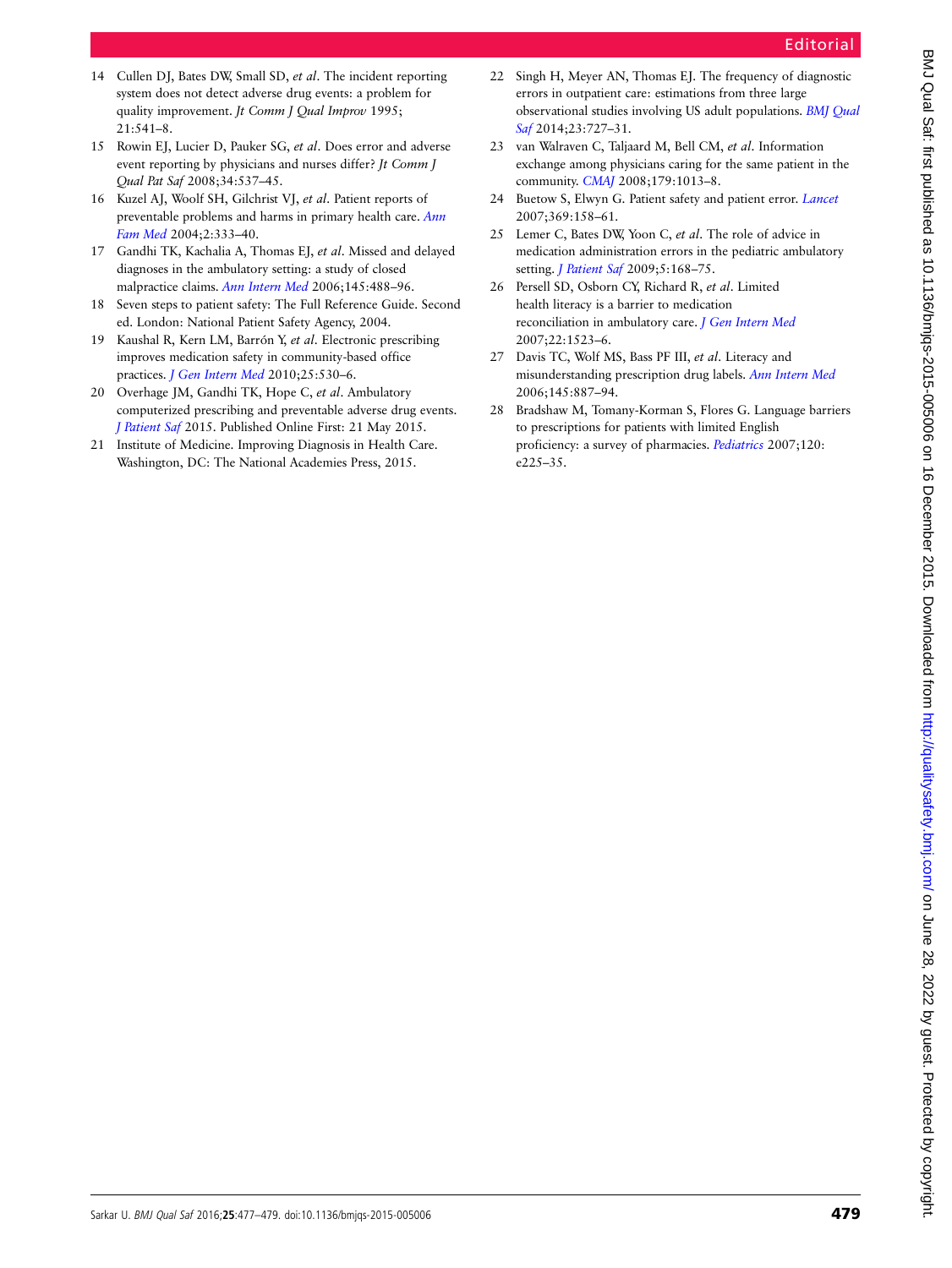14 Cullen DJ, Bates DW, Small SD, *et al*. The incident reporting system does not detect adverse drug events: a problem for quality improvement. *Jt Comm J Qual Improv* 1995; 21:541–8.

15 Rowin EJ, Lucier D, Pauker SG, *et al*. Does error and adverse event reporting by physicians and nurses differ? *Jt Comm J Qual Pat Saf* 2008;34:537–45.

16 Kuzel AJ, Woolf SH, Gilchrist VJ, *et al*. Patient reports of preventable problems and harms in primary health care. *Ann Fam Med* 2004;2:333–40.

17 Gandhi TK, Kachalia A, Thomas EJ, *et al*. Missed and delayed diagnoses in the ambulatory setting: a study of closed malpractice claims. *Ann Intern Med* 2006;145:488–96.

18 Seven steps to patient safety: The Full Reference Guide. Second ed. London: National Patient Safety Agency, 2004.

19 Kaushal R, Kern LM, Barrón Y, *et al*. Electronic prescribing improves medication safety in community-based office practices. *J Gen Intern Med* 2010;25:530–6.

20 Overhage JM, Gandhi TK, Hope C, *et al*. Ambulatory computerized prescribing and preventable adverse drug events. *J Patient Saf* 2015. Published Online First: 21 May 2015.

21 Institute of Medicine. Improving Diagnosis in Health Care. Washington, DC: The National Academies Press, 2015.

22 Singh H, Meyer AN, Thomas EJ. The frequency of diagnostic errors in outpatient care: estimations from three large observational studies involving US adult populations. *BMJ Qual Saf* 2014;23:727–31.

23 van Walraven C, Taljaard M, Bell CM, *et al*. Information exchange among physicians caring for the same patient in the community. *CMAJ* 2008;179:1013–8.

24 Buetow S, Elwyn G. Patient safety and patient error. *Lancet* 2007;369:158–61.

25 Lemer C, Bates DW, Yoon C, *et al*. The role of advice in medication administration errors in the pediatric ambulatory setting. *J Patient Saf* 2009;5:168–75.

26 Persell SD, Osborn CY, Richard R, *et al*. Limited health literacy is a barrier to medication reconciliation in ambulatory care. *J Gen Intern Med* 2007;22:1523–6.

27 Davis TC, Wolf MS, Bass PF III, *et al*. Literacy and misunderstanding prescription drug labels. *Ann Intern Med* 2006;145:887–94.

28 Bradshaw M, Tomany-Korman S, Flores G. Language barriers to prescriptions for patients with limited English proficiency: a survey of pharmacies. *Pediatrics* 2007;120: e225–35.